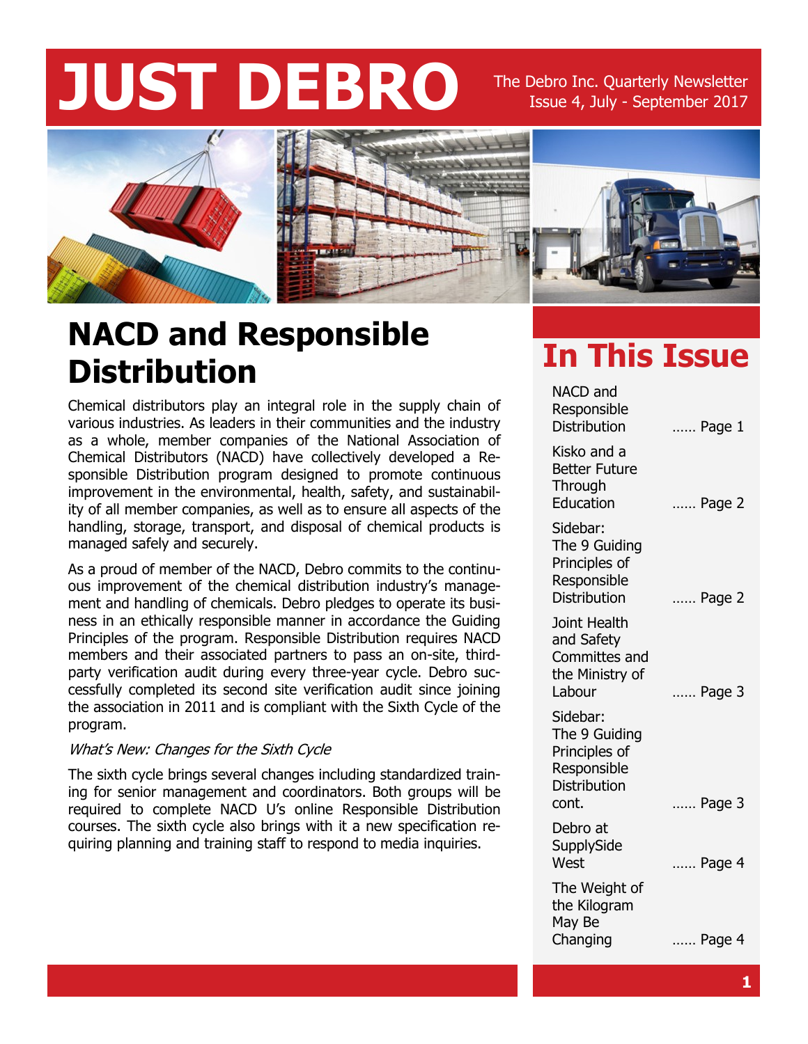# JUST DEBRO

The Debro Inc. Quarterly Newsletter
Issue 4, July - September 2017

## NACD and Responsible Distribution

Chemical distributors play an integral role in the supply chain of various industries. As leaders in their communities and the industry as a whole, member companies of the National Association of Chemical Distributors (NACD) have collectively developed a Responsible Distribution program designed to promote continuous improvement in the environmental, health, safety, and sustainability of all member companies, as well as to ensure all aspects of the handling, storage, transport, and disposal of chemical products is managed safely and securely.

As a proud of member of the NACD, Debro commits to the continuous improvement of the chemical distribution industry's management and handling of chemicals. Debro pledges to operate its business in an ethically responsible manner in accordance the Guiding Principles of the program. Responsible Distribution requires NACD members and their associated partners to pass an on-site, third-party verification audit during every three-year cycle. Debro successfully completed its second site verification audit since joining the association in 2011 and is compliant with the Sixth Cycle of the program.

*What's New: Changes for the Sixth Cycle*

The sixth cycle brings several changes including standardized training for senior management and coordinators. Both groups will be required to complete NACD U's online Responsible Distribution courses. The sixth cycle also brings with it a new specification requiring planning and training staff to respond to media inquiries.

## In This Issue

- NACD and Responsible Distribution ...... Page 1
- Kisko and a Better Future Through Education ...... Page 2
- Sidebar: The 9 Guiding Principles of Responsible Distribution ...... Page 2
- Joint Health and Safety Committees and the Ministry of Labour ...... Page 3
- Sidebar: The 9 Guiding Principles of Responsible Distribution cont. ...... Page 3
- Debro at SupplySide West ...... Page 4
- The Weight of the Kilogram May Be Changing ...... Page 4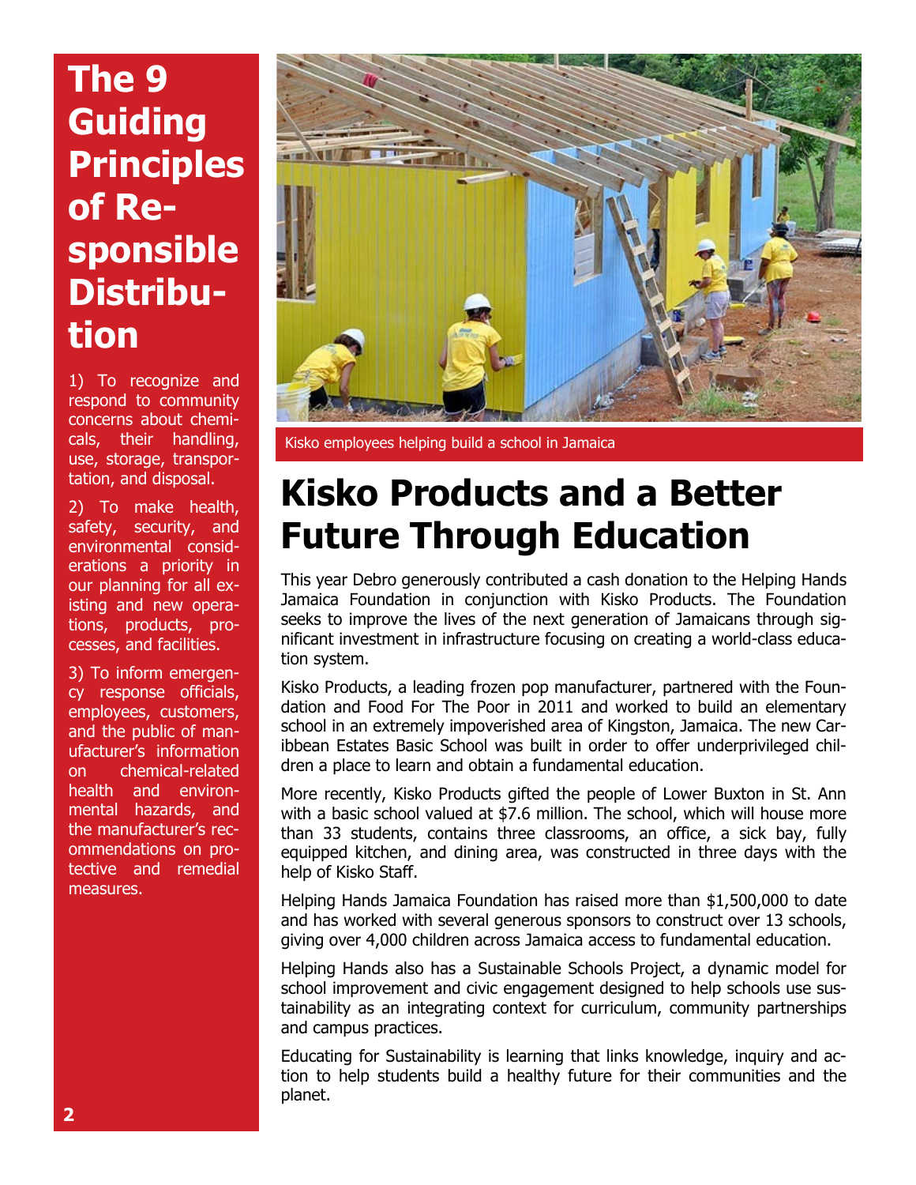## The 9 Guiding Principles of Responsible Distribution

1) To recognize and respond to community concerns about chemicals, their handling, use, storage, transportation, and disposal.

2) To make health, safety, security, and environmental considerations a priority in our planning for all existing and new operations, products, processes, and facilities.

3) To inform emergency response officials, employees, customers, and the public of manufacturer's information on chemical-related health and environmental hazards, and the manufacturer's recommendations on protective and remedial measures.

Kisko employees helping build a school in Jamaica

# Kisko Products and a Better Future Through Education

This year Debro generously contributed a cash donation to the Helping Hands Jamaica Foundation in conjunction with Kisko Products. The Foundation seeks to improve the lives of the next generation of Jamaicans through significant investment in infrastructure focusing on creating a world-class education system.

Kisko Products, a leading frozen pop manufacturer, partnered with the Foundation and Food For The Poor in 2011 and worked to build an elementary school in an extremely impoverished area of Kingston, Jamaica. The new Caribbean Estates Basic School was built in order to offer underprivileged children a place to learn and obtain a fundamental education.

More recently, Kisko Products gifted the people of Lower Buxton in St. Ann with a basic school valued at $7.6 million. The school, which will house more than 33 students, contains three classrooms, an office, a sick bay, fully equipped kitchen, and dining area, was constructed in three days with the help of Kisko Staff.

Helping Hands Jamaica Foundation has raised more than $1,500,000 to date and has worked with several generous sponsors to construct over 13 schools, giving over 4,000 children across Jamaica access to fundamental education.

Helping Hands also has a Sustainable Schools Project, a dynamic model for school improvement and civic engagement designed to help schools use sustainability as an integrating context for curriculum, community partnerships and campus practices.

Educating for Sustainability is learning that links knowledge, inquiry and action to help students build a healthy future for their communities and the planet.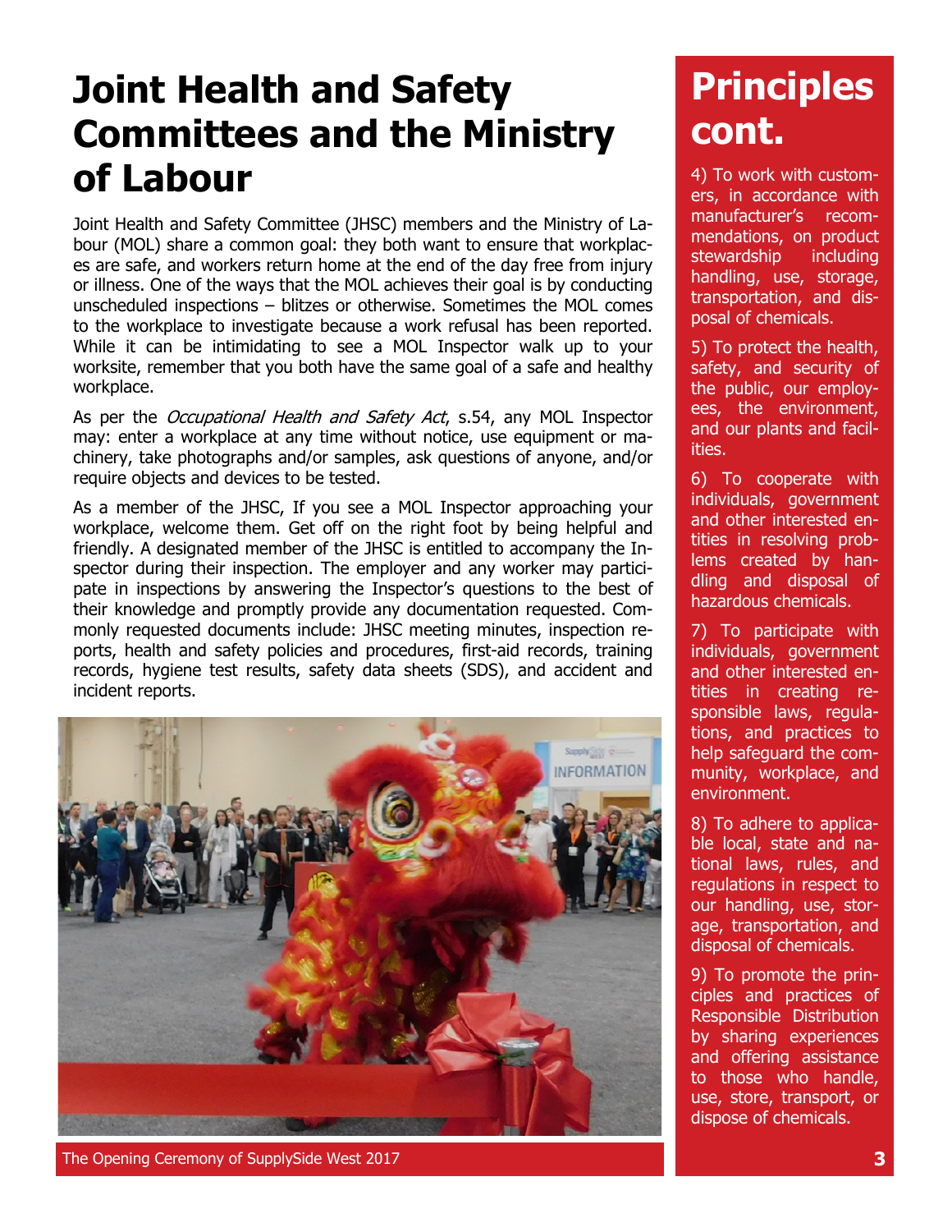# Joint Health and Safety Committees and the Ministry of Labour

Joint Health and Safety Committee (JHSC) members and the Ministry of Labour (MOL) share a common goal: they both want to ensure that workplaces are safe, and workers return home at the end of the day free from injury or illness. One of the ways that the MOL achieves their goal is by conducting unscheduled inspections – blitzes or otherwise. Sometimes the MOL comes to the workplace to investigate because a work refusal has been reported. While it can be intimidating to see a MOL Inspector walk up to your worksite, remember that you both have the same goal of a safe and healthy workplace.

As per the *Occupational Health and Safety Act*, s.54, any MOL Inspector may: enter a workplace at any time without notice, use equipment or machinery, take photographs and/or samples, ask questions of anyone, and/or require objects and devices to be tested.

As a member of the JHSC, If you see a MOL Inspector approaching your workplace, welcome them. Get off on the right foot by being helpful and friendly. A designated member of the JHSC is entitled to accompany the Inspector during their inspection. The employer and any worker may participate in inspections by answering the Inspector's questions to the best of their knowledge and promptly provide any documentation requested. Commonly requested documents include: JHSC meeting minutes, inspection reports, health and safety policies and procedures, first-aid records, training records, hygiene test results, safety data sheets (SDS), and accident and incident reports.

The Opening Ceremony of SupplySide West 2017

# Principles cont.

4) To work with customers, in accordance with manufacturer's recommendations, on product stewardship including handling, use, storage, transportation, and disposal of chemicals.

5) To protect the health, safety, and security of the public, our employees, the environment, and our plants and facilities.

6) To cooperate with individuals, government and other interested entities in resolving problems created by handling and disposal of hazardous chemicals.

7) To participate with individuals, government and other interested entities in creating responsible laws, regulations, and practices to help safeguard the community, workplace, and environment.

8) To adhere to applicable local, state and national laws, rules, and regulations in respect to our handling, use, storage, transportation, and disposal of chemicals.

9) To promote the principles and practices of Responsible Distribution by sharing experiences and offering assistance to those who handle, use, store, transport, or dispose of chemicals.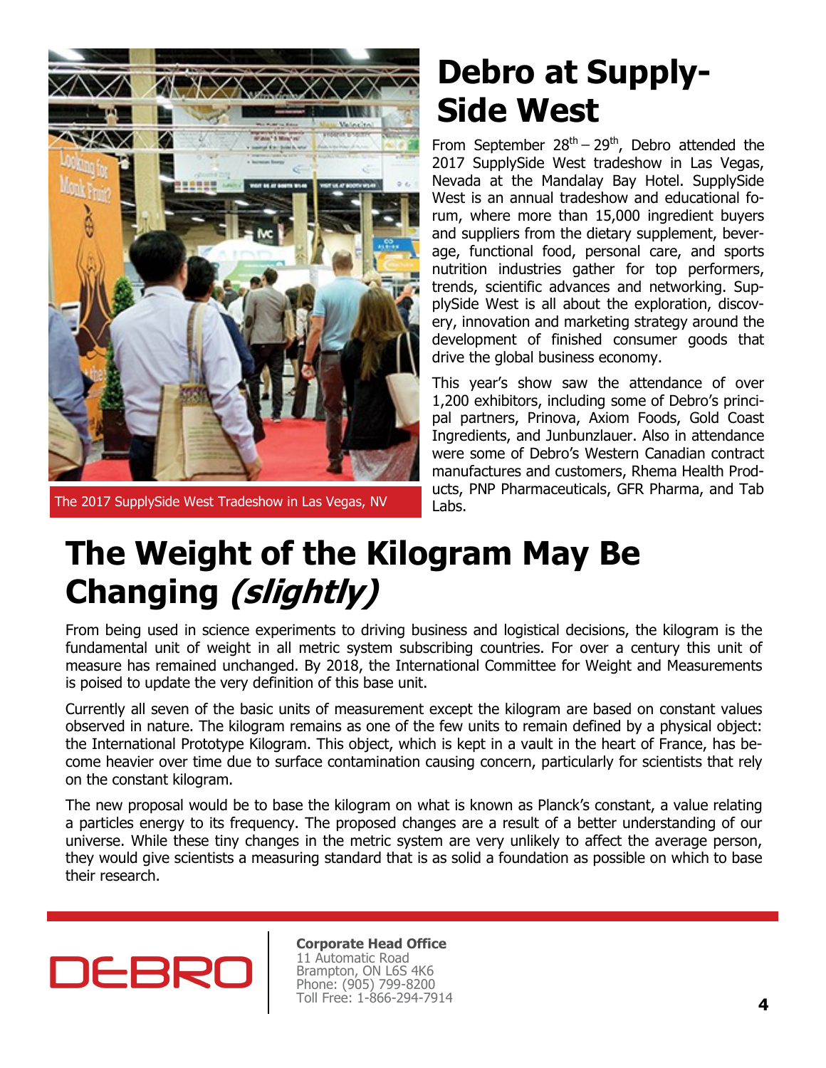The 2017 SupplySide West Tradeshow in Las Vegas, NV

# Debro at SupplySide West

From September 28th – 29th, Debro attended the 2017 SupplySide West tradeshow in Las Vegas, Nevada at the Mandalay Bay Hotel. SupplySide West is an annual tradeshow and educational forum, where more than 15,000 ingredient buyers and suppliers from the dietary supplement, beverage, functional food, personal care, and sports nutrition industries gather for top performers, trends, scientific advances and networking. SupplySide West is all about the exploration, discovery, innovation and marketing strategy around the development of finished consumer goods that drive the global business economy.

This year's show saw the attendance of over 1,200 exhibitors, including some of Debro's principal partners, Prinova, Axiom Foods, Gold Coast Ingredients, and Junbunzlauer. Also in attendance were some of Debro's Western Canadian contract manufactures and customers, Rhema Health Products, PNP Pharmaceuticals, GFR Pharma, and Tab Labs.

# The Weight of the Kilogram May Be Changing *(slightly)*

From being used in science experiments to driving business and logistical decisions, the kilogram is the fundamental unit of weight in all metric system subscribing countries. For over a century this unit of measure has remained unchanged. By 2018, the International Committee for Weight and Measurements is poised to update the very definition of this base unit.

Currently all seven of the basic units of measurement except the kilogram are based on constant values observed in nature. The kilogram remains as one of the few units to remain defined by a physical object: the International Prototype Kilogram. This object, which is kept in a vault in the heart of France, has become heavier over time due to surface contamination causing concern, particularly for scientists that rely on the constant kilogram.

The new proposal would be to base the kilogram on what is known as Planck's constant, a value relating a particles energy to its frequency. The proposed changes are a result of a better understanding of our universe. While these tiny changes in the metric system are very unlikely to affect the average person, they would give scientists a measuring standard that is as solid a foundation as possible on which to base their research.

DEBRO

**Corporate Head Office**
11 Automatic Road
Brampton, ON L6S 4K6
Phone: (905) 799-8200
Toll Free: 1-866-294-7914